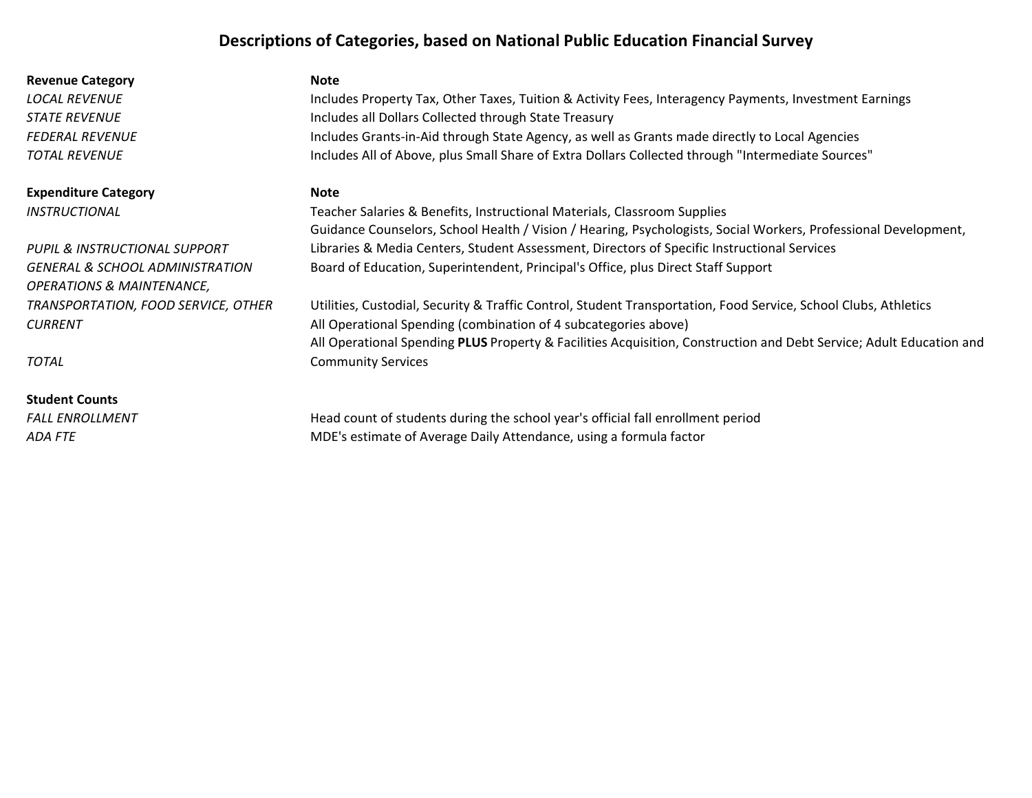# Descriptions of Categories, based on National Public Education Financial Survey

| Revenue Category | Note |
| --- | --- |
| *LOCAL REVENUE* | Includes Property Tax, Other Taxes, Tuition & Activity Fees, Interagency Payments, Investment Earnings |
| *STATE REVENUE* | Includes all Dollars Collected through State Treasury |
| *FEDERAL REVENUE* | Includes Grants-in-Aid through State Agency, as well as Grants made directly to Local Agencies |
| *TOTAL REVENUE* | Includes All of Above, plus Small Share of Extra Dollars Collected through "Intermediate Sources" |

| Expenditure Category | Note |
| --- | --- |
| *INSTRUCTIONAL* | Teacher Salaries & Benefits, Instructional Materials, Classroom Supplies |
| *PUPIL & INSTRUCTIONAL SUPPORT* | Guidance Counselors, School Health / Vision / Hearing, Psychologists, Social Workers, Professional Development, Libraries & Media Centers, Student Assessment, Directors of Specific Instructional Services |
| *GENERAL & SCHOOL ADMINISTRATION* | Board of Education, Superintendent, Principal's Office, plus Direct Staff Support |
| *OPERATIONS & MAINTENANCE, TRANSPORTATION, FOOD SERVICE, OTHER* | Utilities, Custodial, Security & Traffic Control, Student Transportation, Food Service, School Clubs, Athletics |
| *CURRENT* | All Operational Spending (combination of 4 subcategories above) |
| *TOTAL* | All Operational Spending **PLUS** Property & Facilities Acquisition, Construction and Debt Service; Adult Education and Community Services |

| Student Counts | |
| --- | --- |
| *FALL ENROLLMENT* | Head count of students during the school year's official fall enrollment period |
| *ADA FTE* | MDE's estimate of Average Daily Attendance, using a formula factor |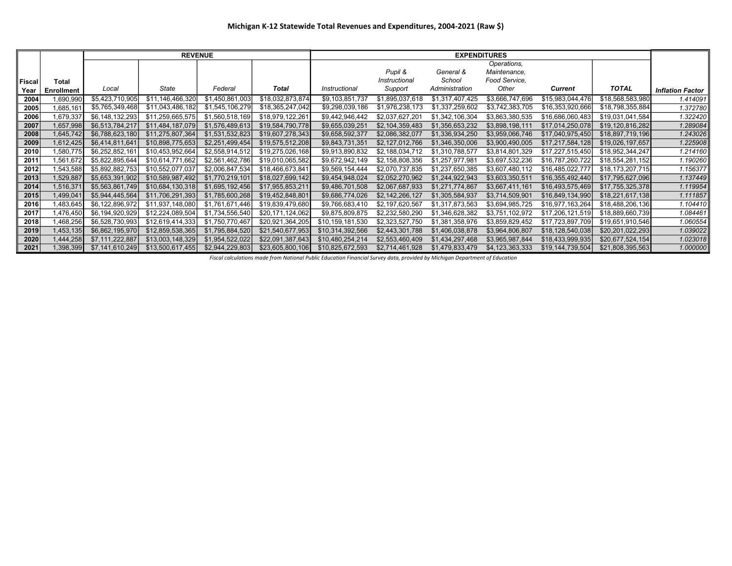**Michigan K-12 Statewide Total Revenues and Expenditures, 2004-2021 (Raw $)**

| | | REVENUE | | | | EXPENDITURES | | | | | | |
|---|---|---|---|---|---|---|---|---|---|---|---|---|
| Fiscal Year | Total Enrollment | *Local* | *State* | *Federal* | ***Total*** | *Instructional* | *Pupil & Instructional Support* | *General & School Administration* | *Operations, Maintenance, Food Service, Other* | ***Current*** | **TOTAL** | ***Inflation Factor*** |
| **2004** | 1,690,990 | $5,423,710,905 | $11,146,466,320 | $1,450,861,003 | $18,032,873,874 | $9,103,851,737 | $1,895,037,618 | $1,317,407,425 | $3,666,747,696 | $15,983,044,476 | $18,568,583,980 | *1.414091* |
| **2005** | 1,685,161 | $5,765,349,468 | $11,043,486,182 | $1,545,106,279 | $18,365,247,042 | $9,298,039,186 | $1,976,238,173 | $1,337,259,602 | $3,742,383,705 | $16,353,920,666 | $18,798,355,884 | *1.372780* |
| **2006** | 1,679,337 | $6,148,132,293 | $11,259,665,575 | $1,560,518,169 | $18,979,122,261 | $9,442,946,442 | $2,037,627,201 | $1,342,106,304 | $3,863,380,535 | $16,686,060,483 | $19,031,041,584 | *1.322420* |
| **2007** | 1,657,998 | $6,513,784,217 | $11,484,187,079 | $1,576,489,613 | $19,584,790,778 | $9,655,039,251 | $2,104,359,483 | $1,356,653,232 | $3,898,198,111 | $17,014,250,078 | $19,120,816,282 | *1.289084* |
| **2008** | 1,645,742 | $6,788,623,180 | $11,275,807,364 | $1,531,532,823 | $19,607,278,343 | $9,658,592,377 | $2,086,382,077 | $1,336,934,250 | $3,959,066,746 | $17,040,975,450 | $18,897,719,196 | *1.243026* |
| **2009** | 1,612,425 | $6,414,811,641 | $10,898,775,653 | $2,251,499,454 | $19,575,512,208 | $9,843,731,351 | $2,127,012,766 | $1,346,350,006 | $3,900,490,005 | $17,217,584,128 | $19,026,197,657 | *1.225908* |
| **2010** | 1,580,775 | $6,252,852,161 | $10,453,952,664 | $2,558,914,512 | $19,275,026,168 | $9,913,890,832 | $2,188,034,712 | $1,310,788,577 | $3,814,801,329 | $17,227,515,450 | $18,952,344,247 | *1.214160* |
| **2011** | 1,561,672 | $5,822,895,644 | $10,614,771,662 | $2,561,462,786 | $19,010,065,582 | $9,672,942,149 | $2,158,808,356 | $1,257,977,981 | $3,697,532,236 | $16,787,260,722 | $18,554,281,152 | *1.190260* |
| **2012** | 1,543,588 | $5,892,882,753 | $10,552,077,037 | $2,006,847,534 | $18,466,673,841 | $9,569,154,444 | $2,070,737,835 | $1,237,650,385 | $3,607,480,112 | $16,485,022,777 | $18,173,207,715 | *1.156377* |
| **2013** | 1,529,887 | $5,653,391,902 | $10,589,987,492 | $1,770,219,101 | $18,027,699,142 | $9,454,948,024 | $2,052,270,962 | $1,244,922,943 | $3,603,350,511 | $16,355,492,440 | $17,795,627,096 | *1.137449* |
| **2014** | 1,516,371 | $5,563,861,749 | $10,684,130,318 | $1,695,192,456 | $17,955,853,211 | $9,486,701,508 | $2,067,687,933 | $1,271,774,867 | $3,667,411,161 | $16,493,575,469 | $17,755,325,378 | *1.119954* |
| **2015** | 1,499,041 | $5,944,445,564 | $11,706,291,393 | $1,785,600,268 | $19,452,848,801 | $9,686,774,026 | $2,142,266,127 | $1,305,584,937 | $3,714,509,901 | $16,849,134,990 | $18,221,617,138 | *1.111857* |
| **2016** | 1,483,645 | $6,122,896,972 | $11,937,148,080 | $1,761,671,446 | $19,839,479,680 | $9,766,683,410 | $2,197,620,567 | $1,317,873,563 | $3,694,985,725 | $16,977,163,264 | $18,488,206,136 | *1.104410* |
| **2017** | 1,476,450 | $6,194,920,929 | $12,224,089,504 | $1,734,556,540 | $20,171,124,062 | $9,875,809,875 | $2,232,580,290 | $1,346,628,382 | $3,751,102,972 | $17,206,121,519 | $18,889,660,739 | *1.084461* |
| **2018** | 1,468,256 | $6,528,730,993 | $12,619,414,333 | $1,750,770,467 | $20,921,364,205 | $10,159,181,530 | $2,323,527,750 | $1,381,358,976 | $3,859,829,452 | $17,723,897,709 | $19,651,910,546 | *1.060554* |
| **2019** | 1,453,135 | $6,862,195,970 | $12,859,538,365 | $1,795,884,520 | $21,540,677,953 | $10,314,392,566 | $2,443,301,788 | $1,406,038,878 | $3,964,806,807 | $18,128,540,038 | $20,201,022,293 | *1.039022* |
| **2020** | 1,444,258 | $7,111,222,887 | $13,003,148,329 | $1,954,522,022 | $22,091,387,643 | $10,480,254,214 | $2,553,460,409 | $1,434,297,468 | $3,965,987,844 | $18,433,999,935 | $20,677,524,154 | *1.023018* |
| **2021** | 1,398,399 | $7,141,610,249 | $13,500,617,455 | $2,944,229,803 | $23,605,800,106 | $10,825,672,593 | $2,714,461,928 | $1,479,833,479 | $4,123,363,333 | $19,144,739,504 | $21,808,395,563 | *1.000000* |

*Fiscal calculations made from National Public Education Financial Survey data, provided by Michigan Department of Education*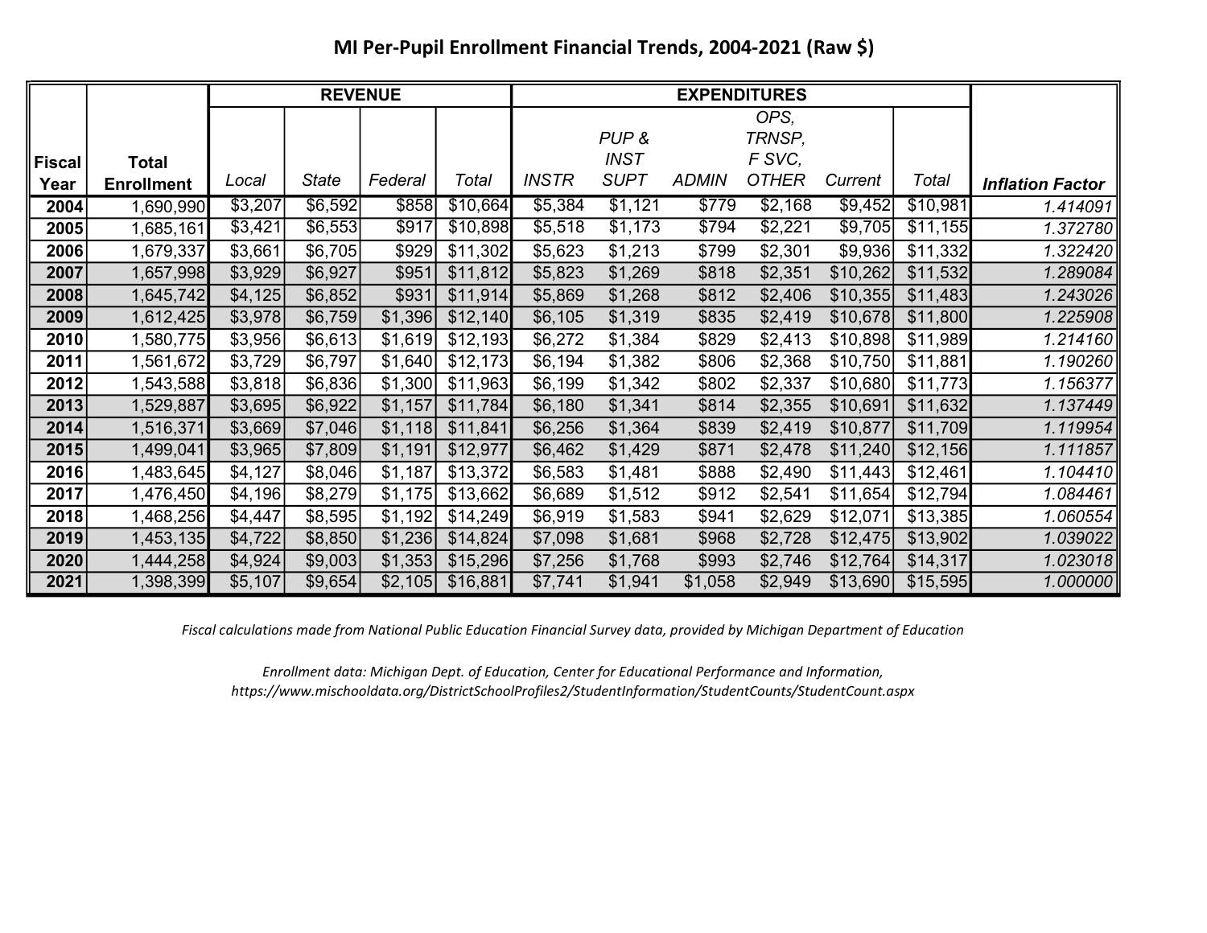# MI Per-Pupil Enrollment Financial Trends, 2004-2021 (Raw $)

| Fiscal Year | Total Enrollment | REVENUE | | | | EXPENDITURES | | | | | | Inflation Factor |
|---|---|---|---|---|---|---|---|---|---|---|---|---|
| | | *Local* | *State* | *Federal* | *Total* | *INSTR* | *PUP & INST SUPT* | *ADMIN* | *OPS, TRNSP, F SVC, OTHER* | *Current* | *Total* | |
| **2004** | 1,690,990 | $3,207 | $6,592 | $858 | $10,664 | $5,384 | $1,121 | $779 | $2,168 | $9,452 | $10,981 | *1.414091* |
| **2005** | 1,685,161 | $3,421 | $6,553 | $917 | $10,898 | $5,518 | $1,173 | $794 | $2,221 | $9,705 | $11,155 | *1.372780* |
| **2006** | 1,679,337 | $3,661 | $6,705 | $929 | $11,302 | $5,623 | $1,213 | $799 | $2,301 | $9,936 | $11,332 | *1.322420* |
| **2007** | 1,657,998 | $3,929 | $6,927 | $951 | $11,812 | $5,823 | $1,269 | $818 | $2,351 | $10,262 | $11,532 | *1.289084* |
| **2008** | 1,645,742 | $4,125 | $6,852 | $931 | $11,914 | $5,869 | $1,268 | $812 | $2,406 | $10,355 | $11,483 | *1.243026* |
| **2009** | 1,612,425 | $3,978 | $6,759 | $1,396 | $12,140 | $6,105 | $1,319 | $835 | $2,419 | $10,678 | $11,800 | *1.225908* |
| **2010** | 1,580,775 | $3,956 | $6,613 | $1,619 | $12,193 | $6,272 | $1,384 | $829 | $2,413 | $10,898 | $11,989 | *1.214160* |
| **2011** | 1,561,672 | $3,729 | $6,797 | $1,640 | $12,173 | $6,194 | $1,382 | $806 | $2,368 | $10,750 | $11,881 | *1.190260* |
| **2012** | 1,543,588 | $3,818 | $6,836 | $1,300 | $11,963 | $6,199 | $1,342 | $802 | $2,337 | $10,680 | $11,773 | *1.156377* |
| **2013** | 1,529,887 | $3,695 | $6,922 | $1,157 | $11,784 | $6,180 | $1,341 | $814 | $2,355 | $10,691 | $11,632 | *1.137449* |
| **2014** | 1,516,371 | $3,669 | $7,046 | $1,118 | $11,841 | $6,256 | $1,364 | $839 | $2,419 | $10,877 | $11,709 | *1.119954* |
| **2015** | 1,499,041 | $3,965 | $7,809 | $1,191 | $12,977 | $6,462 | $1,429 | $871 | $2,478 | $11,240 | $12,156 | *1.111857* |
| **2016** | 1,483,645 | $4,127 | $8,046 | $1,187 | $13,372 | $6,583 | $1,481 | $888 | $2,490 | $11,443 | $12,461 | *1.104410* |
| **2017** | 1,476,450 | $4,196 | $8,279 | $1,175 | $13,662 | $6,689 | $1,512 | $912 | $2,541 | $11,654 | $12,794 | *1.084461* |
| **2018** | 1,468,256 | $4,447 | $8,595 | $1,192 | $14,249 | $6,919 | $1,583 | $941 | $2,629 | $12,071 | $13,385 | *1.060554* |
| **2019** | 1,453,135 | $4,722 | $8,850 | $1,236 | $14,824 | $7,098 | $1,681 | $968 | $2,728 | $12,475 | $13,902 | *1.039022* |
| **2020** | 1,444,258 | $4,924 | $9,003 | $1,353 | $15,296 | $7,256 | $1,768 | $993 | $2,746 | $12,764 | $14,317 | *1.023018* |
| **2021** | 1,398,399 | $5,107 | $9,654 | $2,105 | $16,881 | $7,741 | $1,941 | $1,058 | $2,949 | $13,690 | $15,595 | *1.000000* |

*Fiscal calculations made from National Public Education Financial Survey data, provided by Michigan Department of Education*

*Enrollment data: Michigan Dept. of Education, Center for Educational Performance and Information, https://www.mischooldata.org/DistrictSchoolProfiles2/StudentInformation/StudentCounts/StudentCount.aspx*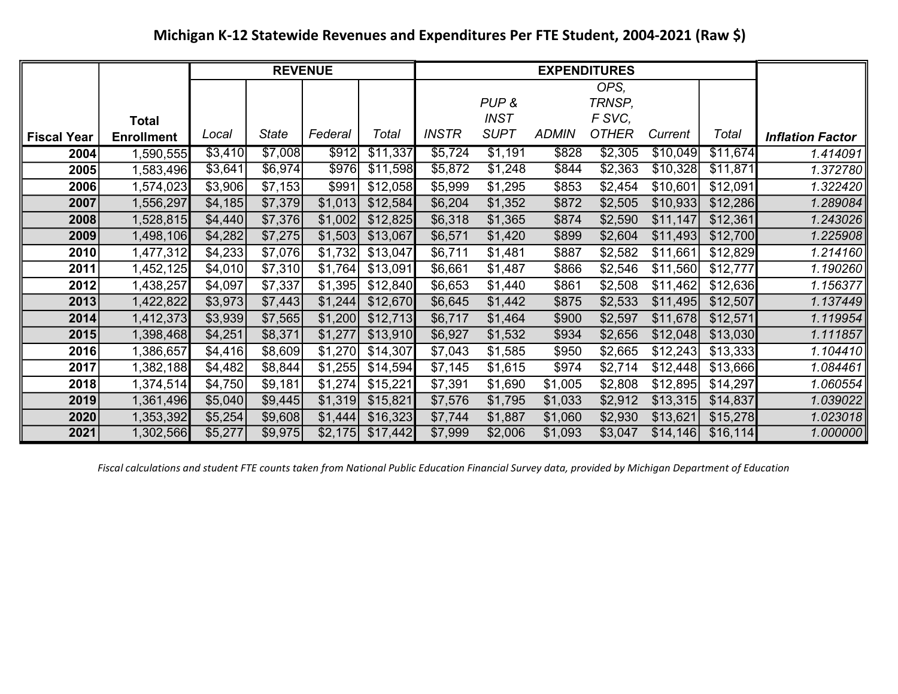# Michigan K-12 Statewide Revenues and Expenditures Per FTE Student, 2004-2021 (Raw $)

| Fiscal Year | Total Enrollment | REVENUE | | | | EXPENDITURES | | | | | | Inflation Factor |
|---|---|---|---|---|---|---|---|---|---|---|---|---|
| | | *Local* | *State* | *Federal* | *Total* | *INSTR* | *PUP & INST SUPT* | *ADMIN* | *OPS, TRNSP, F SVC, OTHER* | *Current* | *Total* | |
| **2004** | 1,590,555 | $3,410 | $7,008 | $912 | $11,337 | $5,724 | $1,191 | $828 | $2,305 | $10,049 | $11,674 | *1.414091* |
| **2005** | 1,583,496 | $3,641 | $6,974 | $976 | $11,598 | $5,872 | $1,248 | $844 | $2,363 | $10,328 | $11,871 | *1.372780* |
| **2006** | 1,574,023 | $3,906 | $7,153 | $991 | $12,058 | $5,999 | $1,295 | $853 | $2,454 | $10,601 | $12,091 | *1.322420* |
| **2007** | 1,556,297 | $4,185 | $7,379 | $1,013 | $12,584 | $6,204 | $1,352 | $872 | $2,505 | $10,933 | $12,286 | *1.289084* |
| **2008** | 1,528,815 | $4,440 | $7,376 | $1,002 | $12,825 | $6,318 | $1,365 | $874 | $2,590 | $11,147 | $12,361 | *1.243026* |
| **2009** | 1,498,106 | $4,282 | $7,275 | $1,503 | $13,067 | $6,571 | $1,420 | $899 | $2,604 | $11,493 | $12,700 | *1.225908* |
| **2010** | 1,477,312 | $4,233 | $7,076 | $1,732 | $13,047 | $6,711 | $1,481 | $887 | $2,582 | $11,661 | $12,829 | *1.214160* |
| **2011** | 1,452,125 | $4,010 | $7,310 | $1,764 | $13,091 | $6,661 | $1,487 | $866 | $2,546 | $11,560 | $12,777 | *1.190260* |
| **2012** | 1,438,257 | $4,097 | $7,337 | $1,395 | $12,840 | $6,653 | $1,440 | $861 | $2,508 | $11,462 | $12,636 | *1.156377* |
| **2013** | 1,422,822 | $3,973 | $7,443 | $1,244 | $12,670 | $6,645 | $1,442 | $875 | $2,533 | $11,495 | $12,507 | *1.137449* |
| **2014** | 1,412,373 | $3,939 | $7,565 | $1,200 | $12,713 | $6,717 | $1,464 | $900 | $2,597 | $11,678 | $12,571 | *1.119954* |
| **2015** | 1,398,468 | $4,251 | $8,371 | $1,277 | $13,910 | $6,927 | $1,532 | $934 | $2,656 | $12,048 | $13,030 | *1.111857* |
| **2016** | 1,386,657 | $4,416 | $8,609 | $1,270 | $14,307 | $7,043 | $1,585 | $950 | $2,665 | $12,243 | $13,333 | *1.104410* |
| **2017** | 1,382,188 | $4,482 | $8,844 | $1,255 | $14,594 | $7,145 | $1,615 | $974 | $2,714 | $12,448 | $13,666 | *1.084461* |
| **2018** | 1,374,514 | $4,750 | $9,181 | $1,274 | $15,221 | $7,391 | $1,690 | $1,005 | $2,808 | $12,895 | $14,297 | *1.060554* |
| **2019** | 1,361,496 | $5,040 | $9,445 | $1,319 | $15,821 | $7,576 | $1,795 | $1,033 | $2,912 | $13,315 | $14,837 | *1.039022* |
| **2020** | 1,353,392 | $5,254 | $9,608 | $1,444 | $16,323 | $7,744 | $1,887 | $1,060 | $2,930 | $13,621 | $15,278 | *1.023018* |
| **2021** | 1,302,566 | $5,277 | $9,975 | $2,175 | $17,442 | $7,999 | $2,006 | $1,093 | $3,047 | $14,146 | $16,114 | *1.000000* |

*Fiscal calculations and student FTE counts taken from National Public Education Financial Survey data, provided by Michigan Department of Education*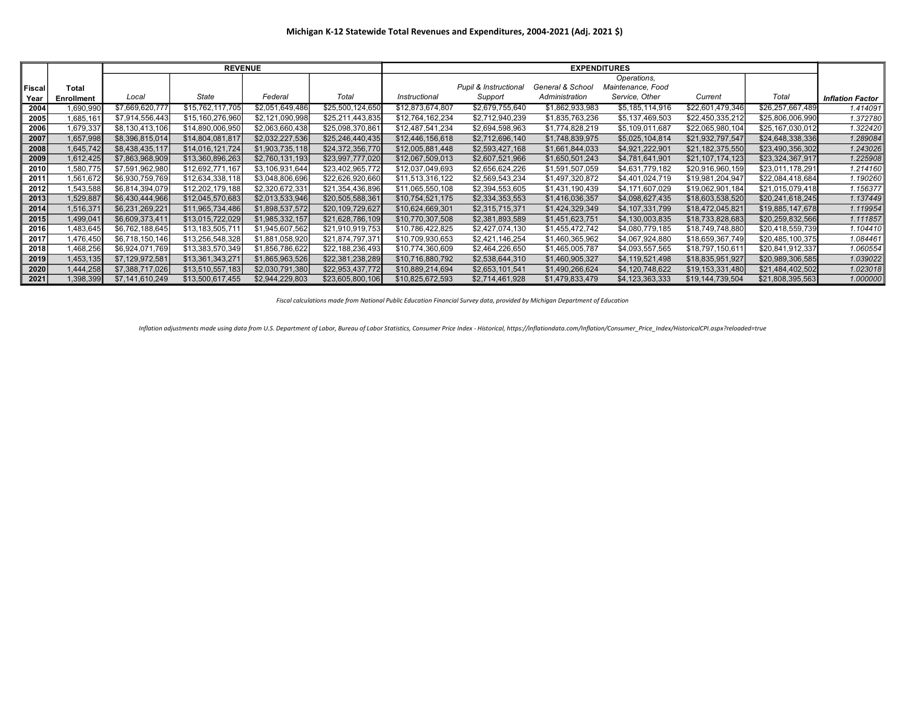**Michigan K-12 Statewide Total Revenues and Expenditures, 2004-2021 (Adj. 2021 $)**

| Fiscal Year | Total Enrollment | REVENUE | | | | EXPENDITURES | | | | | | Inflation Factor |
|---|---|---|---|---|---|---|---|---|---|---|---|---|
| | | *Local* | *State* | *Federal* | *Total* | *Instructional* | *Pupil & Instructional Support* | *General & School Administration* | *Operations, Maintenance, Food Service, Other* | *Current* | *Total* | |
| **2004** | 1,690,990 | $7,669,620,777 | $15,762,117,705 | $2,051,649,486 | $25,500,124,650 | $12,873,674,807 | $2,679,755,640 | $1,862,933,983 | $5,185,114,916 | $22,601,479,346 | $26,257,667,489 | *1.414091* |
| **2005** | 1,685,161 | $7,914,556,443 | $15,160,276,960 | $2,121,090,998 | $25,211,443,835 | $12,764,162,234 | $2,712,940,239 | $1,835,763,236 | $5,137,469,503 | $22,450,335,212 | $25,806,006,990 | *1.372780* |
| **2006** | 1,679,337 | $8,130,413,106 | $14,890,006,950 | $2,063,660,438 | $25,098,370,861 | $12,487,541,234 | $2,694,598,963 | $1,774,828,219 | $5,109,011,687 | $22,065,980,104 | $25,167,030,012 | *1.322420* |
| **2007** | 1,657,998 | $8,396,815,014 | $14,804,081,817 | $2,032,227,536 | $25,246,440,435 | $12,446,156,618 | $2,712,696,140 | $1,748,839,975 | $5,025,104,814 | $21,932,797,547 | $24,648,338,336 | *1.289084* |
| **2008** | 1,645,742 | $8,438,435,117 | $14,016,121,724 | $1,903,735,118 | $24,372,356,770 | $12,005,881,448 | $2,593,427,168 | $1,661,844,033 | $4,921,222,901 | $21,182,375,550 | $23,490,356,302 | *1.243026* |
| **2009** | 1,612,425 | $7,863,968,909 | $13,360,896,263 | $2,760,131,193 | $23,997,777,020 | $12,067,509,013 | $2,607,521,966 | $1,650,501,243 | $4,781,641,901 | $21,107,174,123 | $23,324,367,917 | *1.225908* |
| **2010** | 1,580,775 | $7,591,962,980 | $12,692,771,167 | $3,106,931,644 | $23,402,965,772 | $12,037,049,693 | $2,656,624,226 | $1,591,507,059 | $4,631,779,182 | $20,916,960,159 | $23,011,178,291 | *1.214160* |
| **2011** | 1,561,672 | $6,930,759,769 | $12,634,338,118 | $3,048,806,696 | $22,626,920,660 | $11,513,316,122 | $2,569,543,234 | $1,497,320,872 | $4,401,024,719 | $19,981,204,947 | $22,084,418,684 | *1.190260* |
| **2012** | 1,543,588 | $6,814,394,079 | $12,202,179,188 | $2,320,672,331 | $21,354,436,896 | $11,065,550,108 | $2,394,553,605 | $1,431,190,439 | $4,171,607,029 | $19,062,901,184 | $21,015,079,418 | *1.156377* |
| **2013** | 1,529,887 | $6,430,444,966 | $12,045,570,683 | $2,013,533,946 | $20,505,588,361 | $10,754,521,175 | $2,334,353,553 | $1,416,036,357 | $4,098,627,435 | $18,603,538,520 | $20,241,618,245 | *1.137449* |
| **2014** | 1,516,371 | $6,231,269,221 | $11,965,734,486 | $1,898,537,572 | $20,109,729,627 | $10,624,669,301 | $2,315,715,371 | $1,424,329,349 | $4,107,331,799 | $18,472,045,821 | $19,885,147,678 | *1.119954* |
| **2015** | 1,499,041 | $6,609,373,411 | $13,015,722,029 | $1,985,332,157 | $21,628,786,109 | $10,770,307,508 | $2,381,893,589 | $1,451,623,751 | $4,130,003,835 | $18,733,828,683 | $20,259,832,566 | *1.111857* |
| **2016** | 1,483,645 | $6,762,188,645 | $13,183,505,711 | $1,945,607,562 | $21,910,919,753 | $10,786,422,825 | $2,427,074,130 | $1,455,472,742 | $4,080,779,185 | $18,749,748,880 | $20,418,559,739 | *1.104410* |
| **2017** | 1,476,450 | $6,718,150,146 | $13,256,548,328 | $1,881,058,920 | $21,874,797,371 | $10,709,930,653 | $2,421,146,254 | $1,460,365,962 | $4,067,924,880 | $18,659,367,749 | $20,485,100,375 | *1.084461* |
| **2018** | 1,468,256 | $6,924,071,769 | $13,383,570,349 | $1,856,786,622 | $22,188,236,493 | $10,774,360,609 | $2,464,226,650 | $1,465,005,787 | $4,093,557,565 | $18,797,150,611 | $20,841,912,337 | *1.060554* |
| **2019** | 1,453,135 | $7,129,972,581 | $13,361,343,271 | $1,865,963,526 | $22,381,238,289 | $10,716,880,792 | $2,538,644,310 | $1,460,905,327 | $4,119,521,498 | $18,835,951,927 | $20,989,306,585 | *1.039022* |
| **2020** | 1,444,258 | $7,388,717,026 | $13,510,557,183 | $2,030,791,380 | $22,953,437,772 | $10,889,214,694 | $2,653,101,541 | $1,490,266,624 | $4,120,748,622 | $19,153,331,480 | $21,484,402,502 | *1.023018* |
| **2021** | 1,398,399 | $7,141,610,249 | $13,500,617,455 | $2,944,229,803 | $23,605,800,106 | $10,825,672,593 | $2,714,461,928 | $1,479,833,479 | $4,123,363,333 | $19,144,739,504 | $21,808,395,563 | *1.000000* |

*Fiscal calculations made from National Public Education Financial Survey data, provided by Michigan Department of Education*

*Inflation adjustments made using data from U.S. Department of Labor, Bureau of Labor Statistics, Consumer Price Index - Historical, https://inflationdata.com/Inflation/Consumer_Price_Index/HistoricalCPI.aspx?reloaded=true*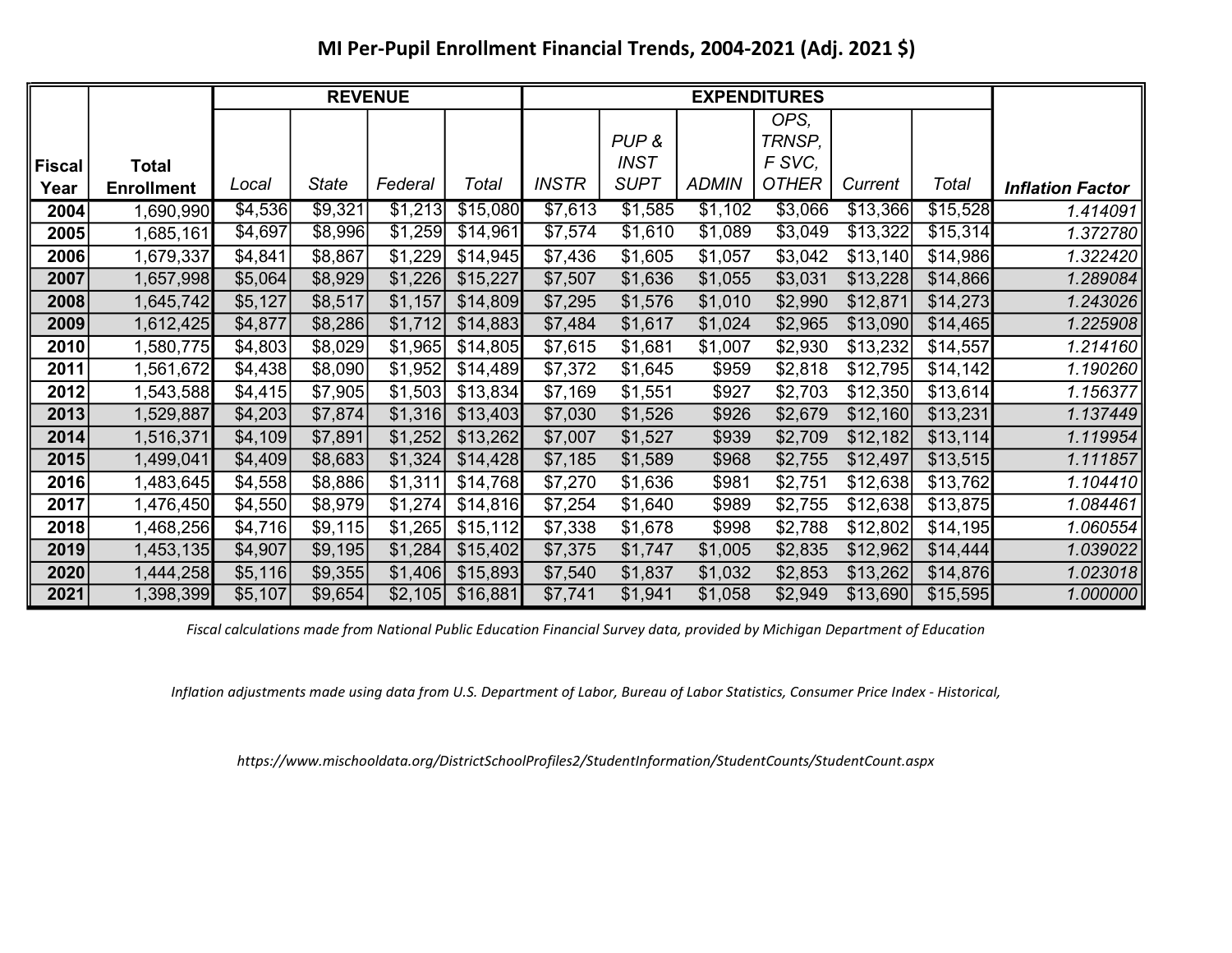# MI Per-Pupil Enrollment Financial Trends, 2004-2021 (Adj. 2021 $)

| Fiscal Year | Total Enrollment | REVENUE | | | | EXPENDITURES | | | | | | Inflation Factor |
|---|---|---|---|---|---|---|---|---|---|---|---|---|
| | | Local | State | Federal | Total | INSTR | PUP & INST SUPT | ADMIN | OPS, TRNSP, F SVC, OTHER | Current | Total | |
| 2004 | 1,690,990 | $4,536 | $9,321 | $1,213 | $15,080 | $7,613 | $1,585 | $1,102 | $3,066 | $13,366 | $15,528 | 1.414091 |
| 2005 | 1,685,161 | $4,697 | $8,996 | $1,259 | $14,961 | $7,574 | $1,610 | $1,089 | $3,049 | $13,322 | $15,314 | 1.372780 |
| 2006 | 1,679,337 | $4,841 | $8,867 | $1,229 | $14,945 | $7,436 | $1,605 | $1,057 | $3,042 | $13,140 | $14,986 | 1.322420 |
| 2007 | 1,657,998 | $5,064 | $8,929 | $1,226 | $15,227 | $7,507 | $1,636 | $1,055 | $3,031 | $13,228 | $14,866 | 1.289084 |
| 2008 | 1,645,742 | $5,127 | $8,517 | $1,157 | $14,809 | $7,295 | $1,576 | $1,010 | $2,990 | $12,871 | $14,273 | 1.243026 |
| 2009 | 1,612,425 | $4,877 | $8,286 | $1,712 | $14,883 | $7,484 | $1,617 | $1,024 | $2,965 | $13,090 | $14,465 | 1.225908 |
| 2010 | 1,580,775 | $4,803 | $8,029 | $1,965 | $14,805 | $7,615 | $1,681 | $1,007 | $2,930 | $13,232 | $14,557 | 1.214160 |
| 2011 | 1,561,672 | $4,438 | $8,090 | $1,952 | $14,489 | $7,372 | $1,645 | $959 | $2,818 | $12,795 | $14,142 | 1.190260 |
| 2012 | 1,543,588 | $4,415 | $7,905 | $1,503 | $13,834 | $7,169 | $1,551 | $927 | $2,703 | $12,350 | $13,614 | 1.156377 |
| 2013 | 1,529,887 | $4,203 | $7,874 | $1,316 | $13,403 | $7,030 | $1,526 | $926 | $2,679 | $12,160 | $13,231 | 1.137449 |
| 2014 | 1,516,371 | $4,109 | $7,891 | $1,252 | $13,262 | $7,007 | $1,527 | $939 | $2,709 | $12,182 | $13,114 | 1.119954 |
| 2015 | 1,499,041 | $4,409 | $8,683 | $1,324 | $14,428 | $7,185 | $1,589 | $968 | $2,755 | $12,497 | $13,515 | 1.111857 |
| 2016 | 1,483,645 | $4,558 | $8,886 | $1,311 | $14,768 | $7,270 | $1,636 | $981 | $2,751 | $12,638 | $13,762 | 1.104410 |
| 2017 | 1,476,450 | $4,550 | $8,979 | $1,274 | $14,816 | $7,254 | $1,640 | $989 | $2,755 | $12,638 | $13,875 | 1.084461 |
| 2018 | 1,468,256 | $4,716 | $9,115 | $1,265 | $15,112 | $7,338 | $1,678 | $998 | $2,788 | $12,802 | $14,195 | 1.060554 |
| 2019 | 1,453,135 | $4,907 | $9,195 | $1,284 | $15,402 | $7,375 | $1,747 | $1,005 | $2,835 | $12,962 | $14,444 | 1.039022 |
| 2020 | 1,444,258 | $5,116 | $9,355 | $1,406 | $15,893 | $7,540 | $1,837 | $1,032 | $2,853 | $13,262 | $14,876 | 1.023018 |
| 2021 | 1,398,399 | $5,107 | $9,654 | $2,105 | $16,881 | $7,741 | $1,941 | $1,058 | $2,949 | $13,690 | $15,595 | 1.000000 |

*Fiscal calculations made from National Public Education Financial Survey data, provided by Michigan Department of Education*

*Inflation adjustments made using data from U.S. Department of Labor, Bureau of Labor Statistics, Consumer Price Index - Historical,*

*https://www.mischooldata.org/DistrictSchoolProfiles2/StudentInformation/StudentCounts/StudentCount.aspx*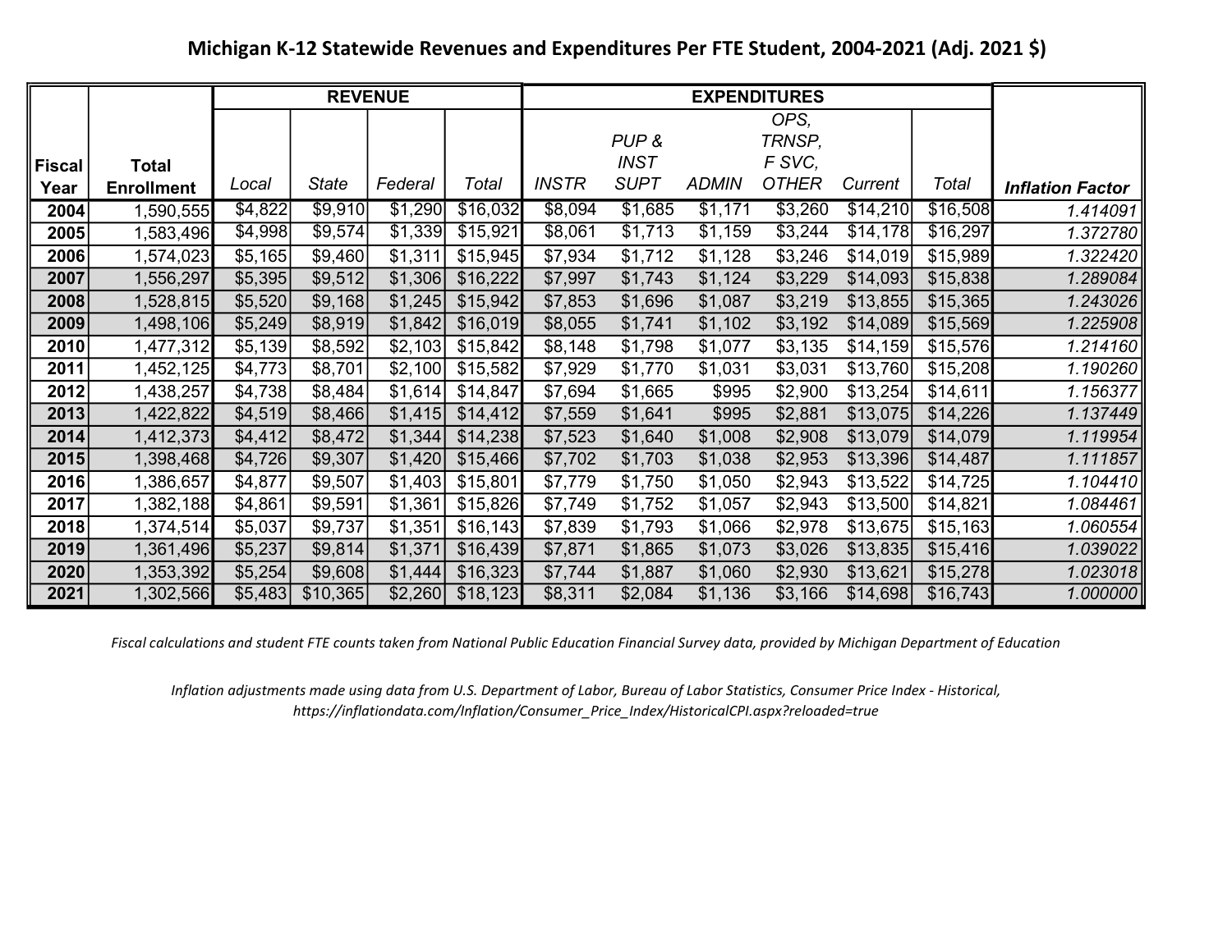## Michigan K-12 Statewide Revenues and Expenditures Per FTE Student, 2004-2021 (Adj. 2021 $)

| Fiscal Year | Total Enrollment | REVENUE | | | | EXPENDITURES | | | | | | Inflation Factor |
|---|---|---|---|---|---|---|---|---|---|---|---|---|
| | | *Local* | *State* | *Federal* | *Total* | *INSTR* | *PUP & INST SUPT* | *ADMIN* | *OPS, TRNSP, F SVC, OTHER* | *Current* | *Total* | |
| **2004** | 1,590,555 | $4,822 | $9,910 | $1,290 | $16,032 | $8,094 | $1,685 | $1,171 | $3,260 | $14,210 | $16,508 | 1.414091 |
| **2005** | 1,583,496 | $4,998 | $9,574 | $1,339 | $15,921 | $8,061 | $1,713 | $1,159 | $3,244 | $14,178 | $16,297 | 1.372780 |
| **2006** | 1,574,023 | $5,165 | $9,460 | $1,311 | $15,945 | $7,934 | $1,712 | $1,128 | $3,246 | $14,019 | $15,989 | 1.322420 |
| **2007** | 1,556,297 | $5,395 | $9,512 | $1,306 | $16,222 | $7,997 | $1,743 | $1,124 | $3,229 | $14,093 | $15,838 | 1.289084 |
| **2008** | 1,528,815 | $5,520 | $9,168 | $1,245 | $15,942 | $7,853 | $1,696 | $1,087 | $3,219 | $13,855 | $15,365 | 1.243026 |
| **2009** | 1,498,106 | $5,249 | $8,919 | $1,842 | $16,019 | $8,055 | $1,741 | $1,102 | $3,192 | $14,089 | $15,569 | 1.225908 |
| **2010** | 1,477,312 | $5,139 | $8,592 | $2,103 | $15,842 | $8,148 | $1,798 | $1,077 | $3,135 | $14,159 | $15,576 | 1.214160 |
| **2011** | 1,452,125 | $4,773 | $8,701 | $2,100 | $15,582 | $7,929 | $1,770 | $1,031 | $3,031 | $13,760 | $15,208 | 1.190260 |
| **2012** | 1,438,257 | $4,738 | $8,484 | $1,614 | $14,847 | $7,694 | $1,665 | $995 | $2,900 | $13,254 | $14,611 | 1.156377 |
| **2013** | 1,422,822 | $4,519 | $8,466 | $1,415 | $14,412 | $7,559 | $1,641 | $995 | $2,881 | $13,075 | $14,226 | 1.137449 |
| **2014** | 1,412,373 | $4,412 | $8,472 | $1,344 | $14,238 | $7,523 | $1,640 | $1,008 | $2,908 | $13,079 | $14,079 | 1.119954 |
| **2015** | 1,398,468 | $4,726 | $9,307 | $1,420 | $15,466 | $7,702 | $1,703 | $1,038 | $2,953 | $13,396 | $14,487 | 1.111857 |
| **2016** | 1,386,657 | $4,877 | $9,507 | $1,403 | $15,801 | $7,779 | $1,750 | $1,050 | $2,943 | $13,522 | $14,725 | 1.104410 |
| **2017** | 1,382,188 | $4,861 | $9,591 | $1,361 | $15,826 | $7,749 | $1,752 | $1,057 | $2,943 | $13,500 | $14,821 | 1.084461 |
| **2018** | 1,374,514 | $5,037 | $9,737 | $1,351 | $16,143 | $7,839 | $1,793 | $1,066 | $2,978 | $13,675 | $15,163 | 1.060554 |
| **2019** | 1,361,496 | $5,237 | $9,814 | $1,371 | $16,439 | $7,871 | $1,865 | $1,073 | $3,026 | $13,835 | $15,416 | 1.039022 |
| **2020** | 1,353,392 | $5,254 | $9,608 | $1,444 | $16,323 | $7,744 | $1,887 | $1,060 | $2,930 | $13,621 | $15,278 | 1.023018 |
| **2021** | 1,302,566 | $5,483 | $10,365 | $2,260 | $18,123 | $8,311 | $2,084 | $1,136 | $3,166 | $14,698 | $16,743 | 1.000000 |

*Fiscal calculations and student FTE counts taken from National Public Education Financial Survey data, provided by Michigan Department of Education*

*Inflation adjustments made using data from U.S. Department of Labor, Bureau of Labor Statistics, Consumer Price Index - Historical, https://inflationdata.com/Inflation/Consumer_Price_Index/HistoricalCPI.aspx?reloaded=true*